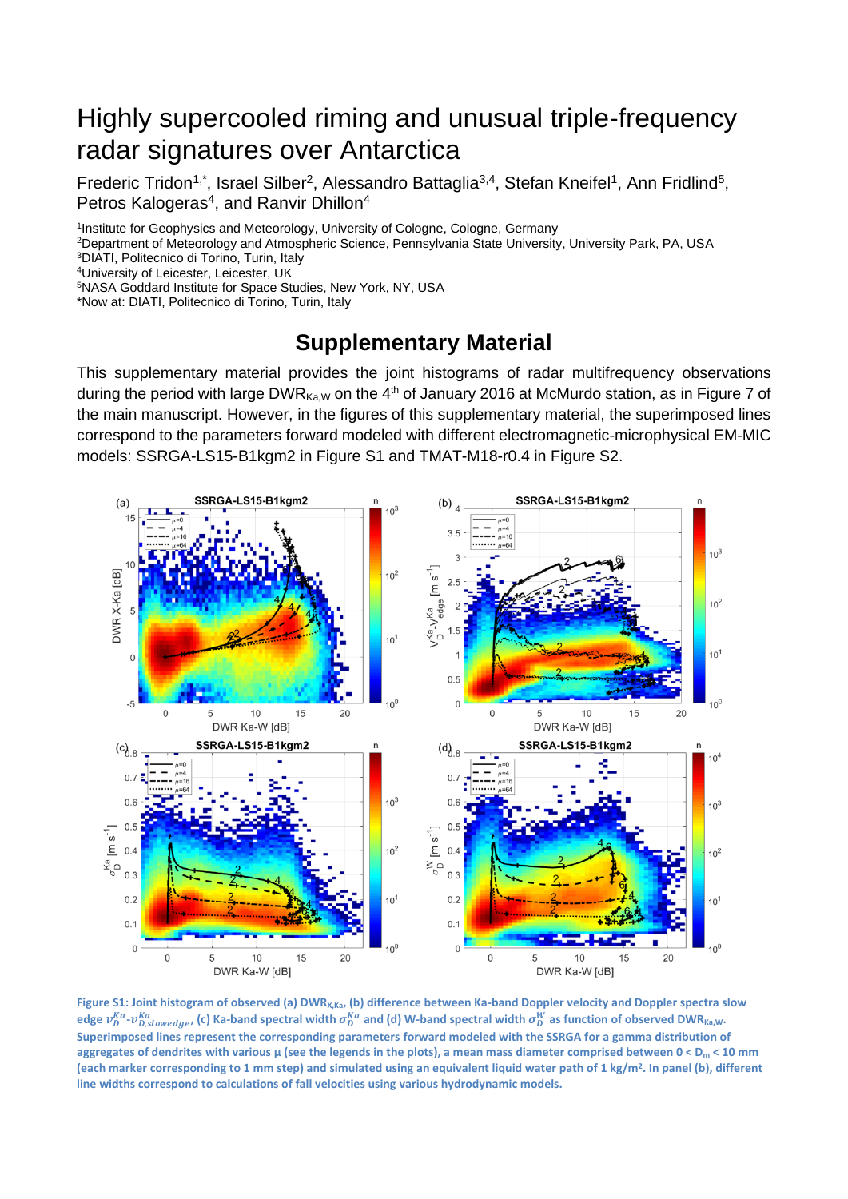# Highly supercooled riming and unusual triple-frequency radar signatures over Antarctica

Frederic Tridon[1,*], Israel Silber[2], Alessandro Battaglia[3,4], Stefan Kneifel[1], Ann Fridlind[5], Petros Kalogeras[4], and Ranvir Dhillon[4]

[1]Institute for Geophysics and Meteorology, University of Cologne, Cologne, Germany
[2]Department of Meteorology and Atmospheric Science, Pennsylvania State University, University Park, PA, USA
[3]DIATI, Politecnico di Torino, Turin, Italy
[4]University of Leicester, Leicester, UK
[5]NASA Goddard Institute for Space Studies, New York, NY, USA
*Now at: DIATI, Politecnico di Torino, Turin, Italy

## Supplementary Material

This supplementary material provides the joint histograms of radar multifrequency observations during the period with large $DWR_{Ka,W}$ on the 4[th] of January 2016 at McMurdo station, as in Figure 7 of the main manuscript. However, in the figures of this supplementary material, the superimposed lines correspond to the parameters forward modeled with different electromagnetic-microphysical EM-MIC models: SSRGA-LS15-B1kgm2 in Figure S1 and TMAT-M18-r0.4 in Figure S2.

**Figure S1: Joint histogram of observed (a) $DWR_{X,Ka}$, (b) difference between Ka-band Doppler velocity and Doppler spectra slow edge $v_D^{Ka}$-$v_{D,slowedge}^{Ka}$, (c) Ka-band spectral width $\sigma_D^{Ka}$ and (d) W-band spectral width $\sigma_D^{W}$ as function of observed $DWR_{Ka,W}$. Superimposed lines represent the corresponding parameters forward modeled with the SSRGA for a gamma distribution of aggregates of dendrites with various μ (see the legends in the plots), a mean mass diameter comprised between 0 < $D_m$ < 10 mm (each marker corresponding to 1 mm step) and simulated using an equivalent liquid water path of 1 kg/m². In panel (b), different line widths correspond to calculations of fall velocities using various hydrodynamic models.**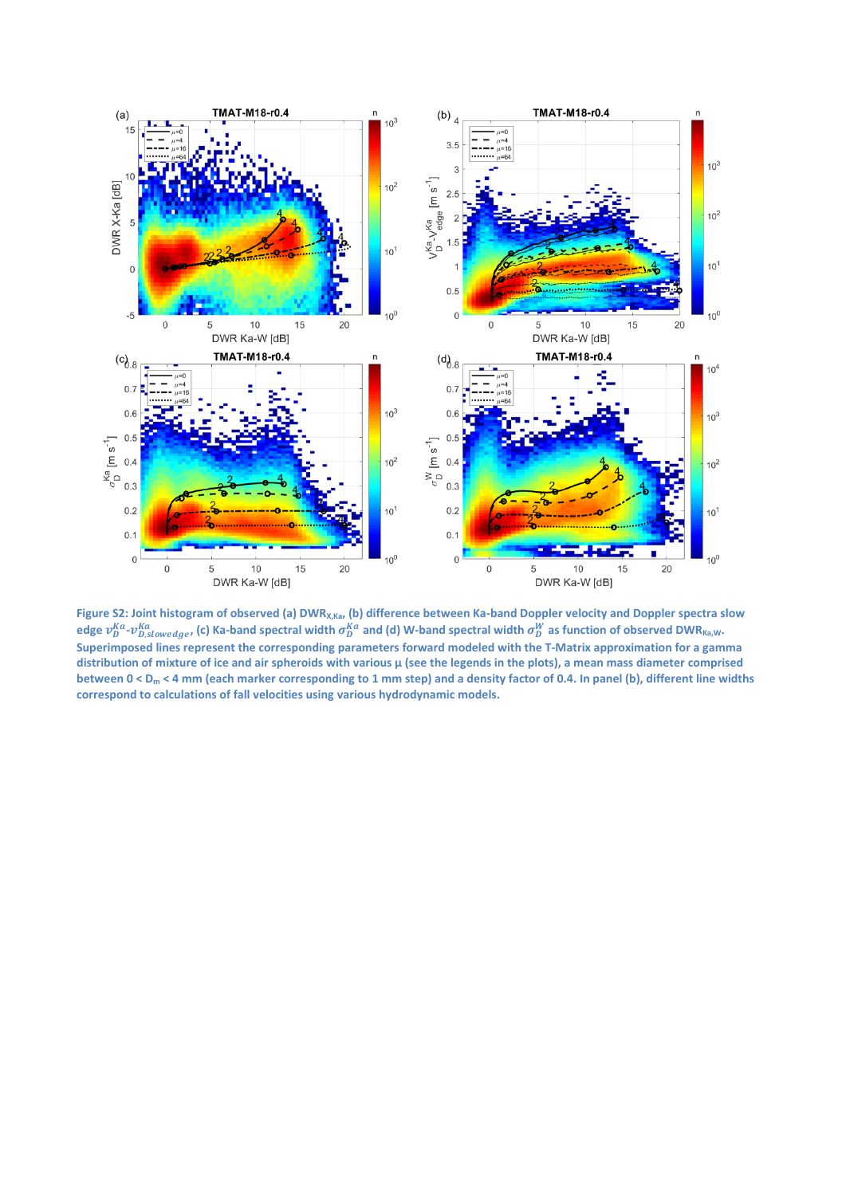(a) TMAT-M18-r0.4

DWR X-Ka [dB]

DWR Ka-W [dB]

(b) TMAT-M18-r0.4

$V_D^{Ka}-V_{edge}^{Ka}$ [m s$^{-1}$]

DWR Ka-W [dB]

(c) TMAT-M18-r0.4

$\sigma_D^{Ka}$ [m s$^{-1}$]

DWR Ka-W [dB]

(d) TMAT-M18-r0.4

$\sigma_D^{W}$ [m s$^{-1}$]

DWR Ka-W [dB]

Legend: $\mu$=0, $\mu$=4, $\mu$=16, $\mu$=64

n

**Figure S2: Joint histogram of observed (a) $DWR_{X,Ka}$, (b) difference between Ka-band Doppler velocity and Doppler spectra slow edge $v_D^{Ka}$-$v_{D,slowedge}^{Ka}$, (c) Ka-band spectral width $\sigma_D^{Ka}$ and (d) W-band spectral width $\sigma_D^{W}$ as function of observed $DWR_{Ka,W}$. Superimposed lines represent the corresponding parameters forward modeled with the T-Matrix approximation for a gamma distribution of mixture of ice and air spheroids with various μ (see the legends in the plots), a mean mass diameter comprised between 0 < $D_m$ < 4 mm (each marker corresponding to 1 mm step) and a density factor of 0.4. In panel (b), different line widths correspond to calculations of fall velocities using various hydrodynamic models.**